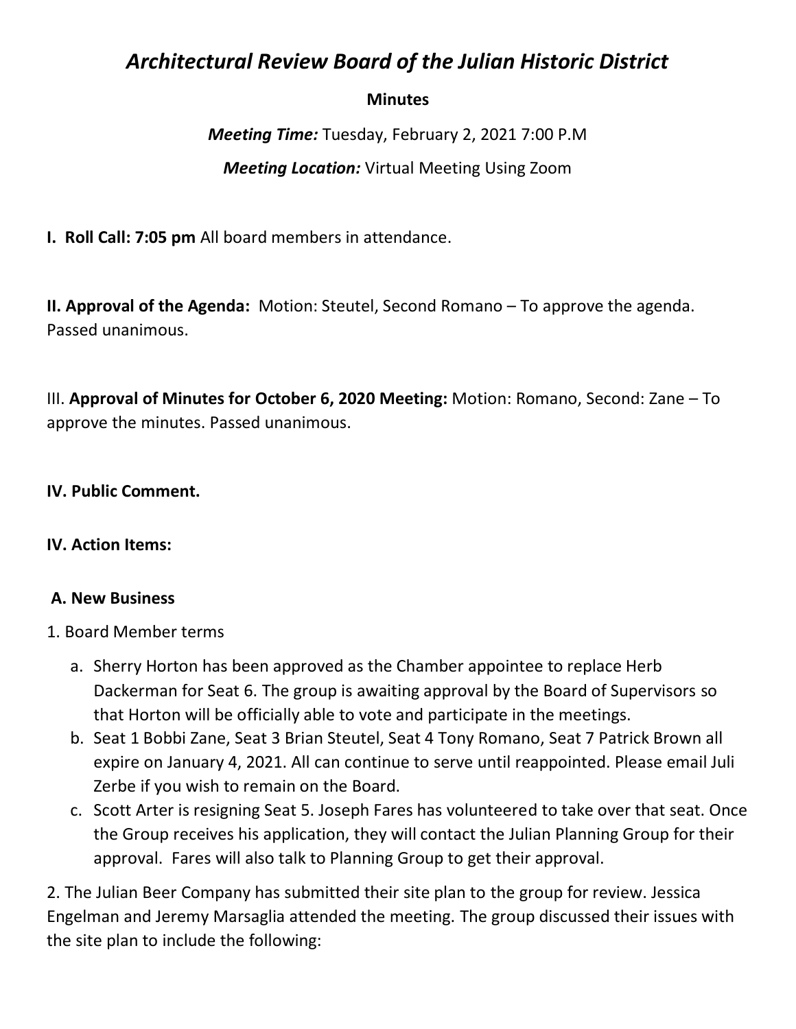# *Architectural Review Board of the Julian Historic District*

**Minutes**

***Meeting Time:*** Tuesday, February 2, 2021 7:00 P.M

***Meeting Location:*** Virtual Meeting Using Zoom

**I. Roll Call: 7:05 pm** All board members in attendance.

**II. Approval of the Agenda:** Motion: Steutel, Second Romano – To approve the agenda. Passed unanimous.

III. **Approval of Minutes for October 6, 2020 Meeting:** Motion: Romano, Second: Zane – To approve the minutes. Passed unanimous.

**IV. Public Comment.**

**IV. Action Items:**

**A. New Business**

1. Board Member terms

    a. Sherry Horton has been approved as the Chamber appointee to replace Herb Dackerman for Seat 6. The group is awaiting approval by the Board of Supervisors so that Horton will be officially able to vote and participate in the meetings.

    b. Seat 1 Bobbi Zane, Seat 3 Brian Steutel, Seat 4 Tony Romano, Seat 7 Patrick Brown all expire on January 4, 2021. All can continue to serve until reappointed. Please email Juli Zerbe if you wish to remain on the Board.

    c. Scott Arter is resigning Seat 5. Joseph Fares has volunteered to take over that seat. Once the Group receives his application, they will contact the Julian Planning Group for their approval. Fares will also talk to Planning Group to get their approval.

2. The Julian Beer Company has submitted their site plan to the group for review. Jessica Engelman and Jeremy Marsaglia attended the meeting. The group discussed their issues with the site plan to include the following: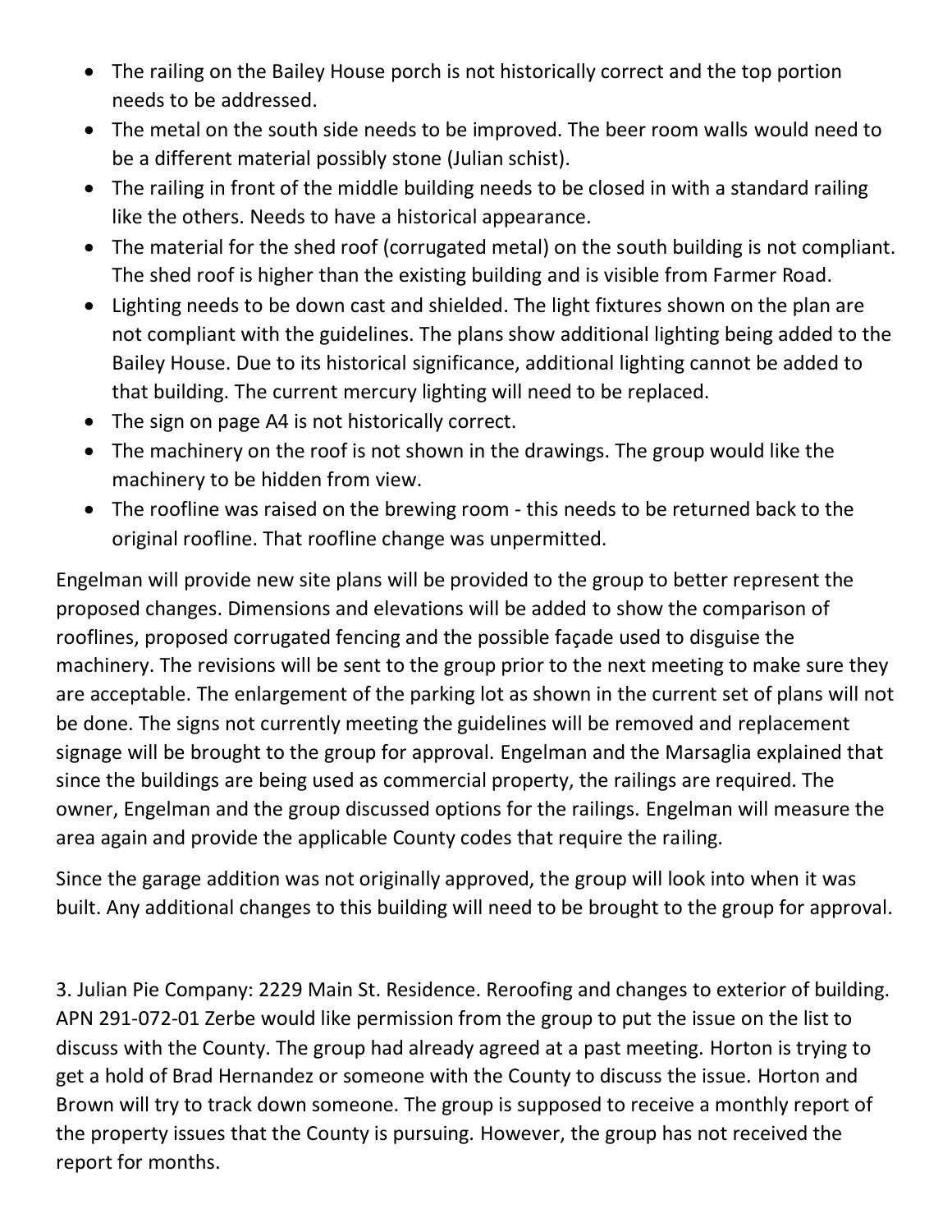- The railing on the Bailey House porch is not historically correct and the top portion needs to be addressed.
- The metal on the south side needs to be improved. The beer room walls would need to be a different material possibly stone (Julian schist).
- The railing in front of the middle building needs to be closed in with a standard railing like the others. Needs to have a historical appearance.
- The material for the shed roof (corrugated metal) on the south building is not compliant. The shed roof is higher than the existing building and is visible from Farmer Road.
- Lighting needs to be down cast and shielded. The light fixtures shown on the plan are not compliant with the guidelines. The plans show additional lighting being added to the Bailey House. Due to its historical significance, additional lighting cannot be added to that building. The current mercury lighting will need to be replaced.
- The sign on page A4 is not historically correct.
- The machinery on the roof is not shown in the drawings. The group would like the machinery to be hidden from view.
- The roofline was raised on the brewing room - this needs to be returned back to the original roofline. That roofline change was unpermitted.

Engelman will provide new site plans will be provided to the group to better represent the proposed changes. Dimensions and elevations will be added to show the comparison of rooflines, proposed corrugated fencing and the possible façade used to disguise the machinery. The revisions will be sent to the group prior to the next meeting to make sure they are acceptable. The enlargement of the parking lot as shown in the current set of plans will not be done. The signs not currently meeting the guidelines will be removed and replacement signage will be brought to the group for approval. Engelman and the Marsaglia explained that since the buildings are being used as commercial property, the railings are required. The owner, Engelman and the group discussed options for the railings. Engelman will measure the area again and provide the applicable County codes that require the railing.

Since the garage addition was not originally approved, the group will look into when it was built. Any additional changes to this building will need to be brought to the group for approval.

3. Julian Pie Company: 2229 Main St. Residence. Reroofing and changes to exterior of building. APN 291-072-01 Zerbe would like permission from the group to put the issue on the list to discuss with the County. The group had already agreed at a past meeting. Horton is trying to get a hold of Brad Hernandez or someone with the County to discuss the issue. Horton and Brown will try to track down someone. The group is supposed to receive a monthly report of the property issues that the County is pursuing. However, the group has not received the report for months.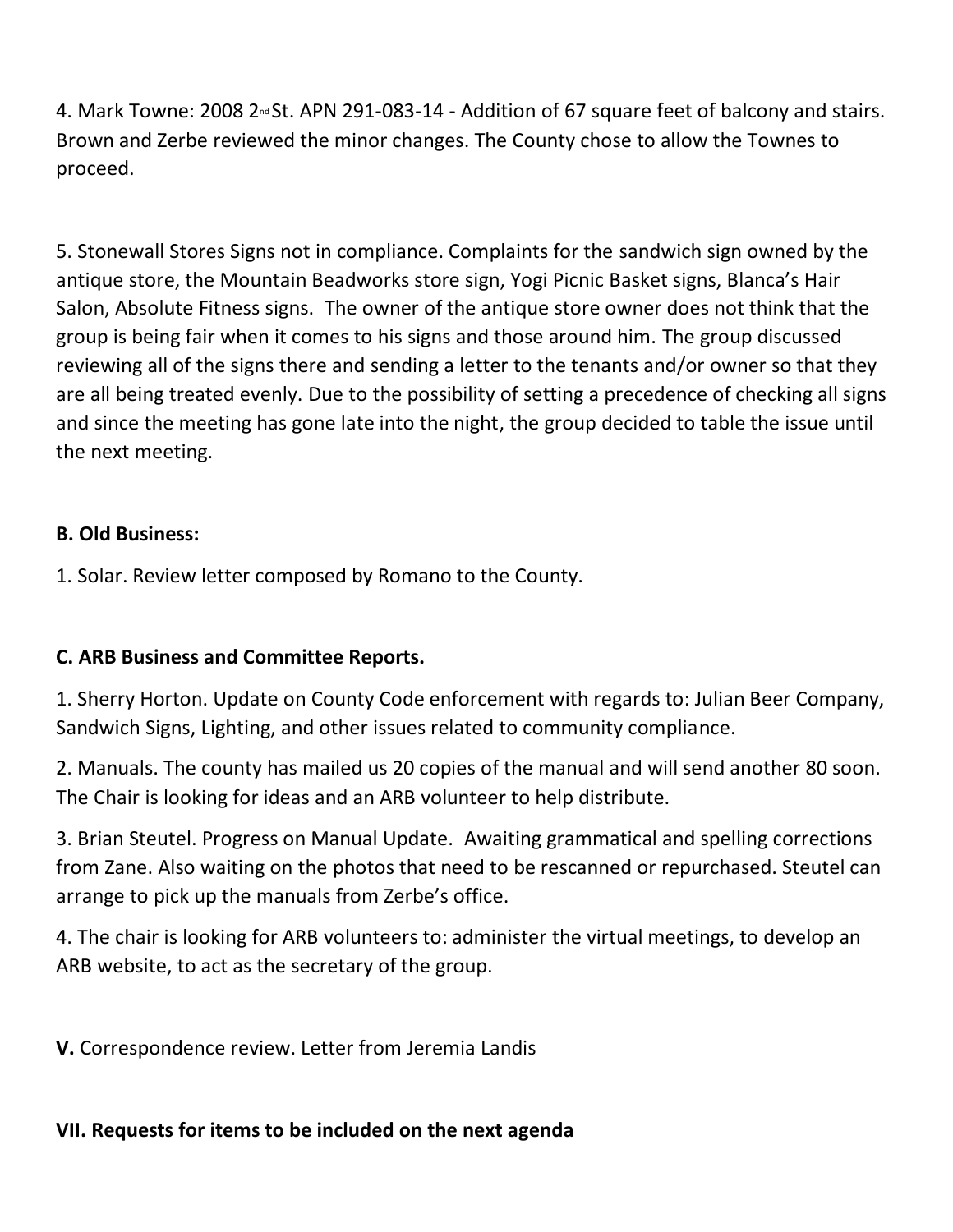4. Mark Towne: 2008 2nd St. APN 291-083-14 - Addition of 67 square feet of balcony and stairs. Brown and Zerbe reviewed the minor changes. The County chose to allow the Townes to proceed.

5. Stonewall Stores Signs not in compliance. Complaints for the sandwich sign owned by the antique store, the Mountain Beadworks store sign, Yogi Picnic Basket signs, Blanca's Hair Salon, Absolute Fitness signs. The owner of the antique store owner does not think that the group is being fair when it comes to his signs and those around him. The group discussed reviewing all of the signs there and sending a letter to the tenants and/or owner so that they are all being treated evenly. Due to the possibility of setting a precedence of checking all signs and since the meeting has gone late into the night, the group decided to table the issue until the next meeting.

**B. Old Business:**

1. Solar. Review letter composed by Romano to the County.

**C. ARB Business and Committee Reports.**

1. Sherry Horton. Update on County Code enforcement with regards to: Julian Beer Company, Sandwich Signs, Lighting, and other issues related to community compliance.

2. Manuals. The county has mailed us 20 copies of the manual and will send another 80 soon. The Chair is looking for ideas and an ARB volunteer to help distribute.

3. Brian Steutel. Progress on Manual Update. Awaiting grammatical and spelling corrections from Zane. Also waiting on the photos that need to be rescanned or repurchased. Steutel can arrange to pick up the manuals from Zerbe's office.

4. The chair is looking for ARB volunteers to: administer the virtual meetings, to develop an ARB website, to act as the secretary of the group.

**V.** Correspondence review. Letter from Jeremia Landis

**VII. Requests for items to be included on the next agenda**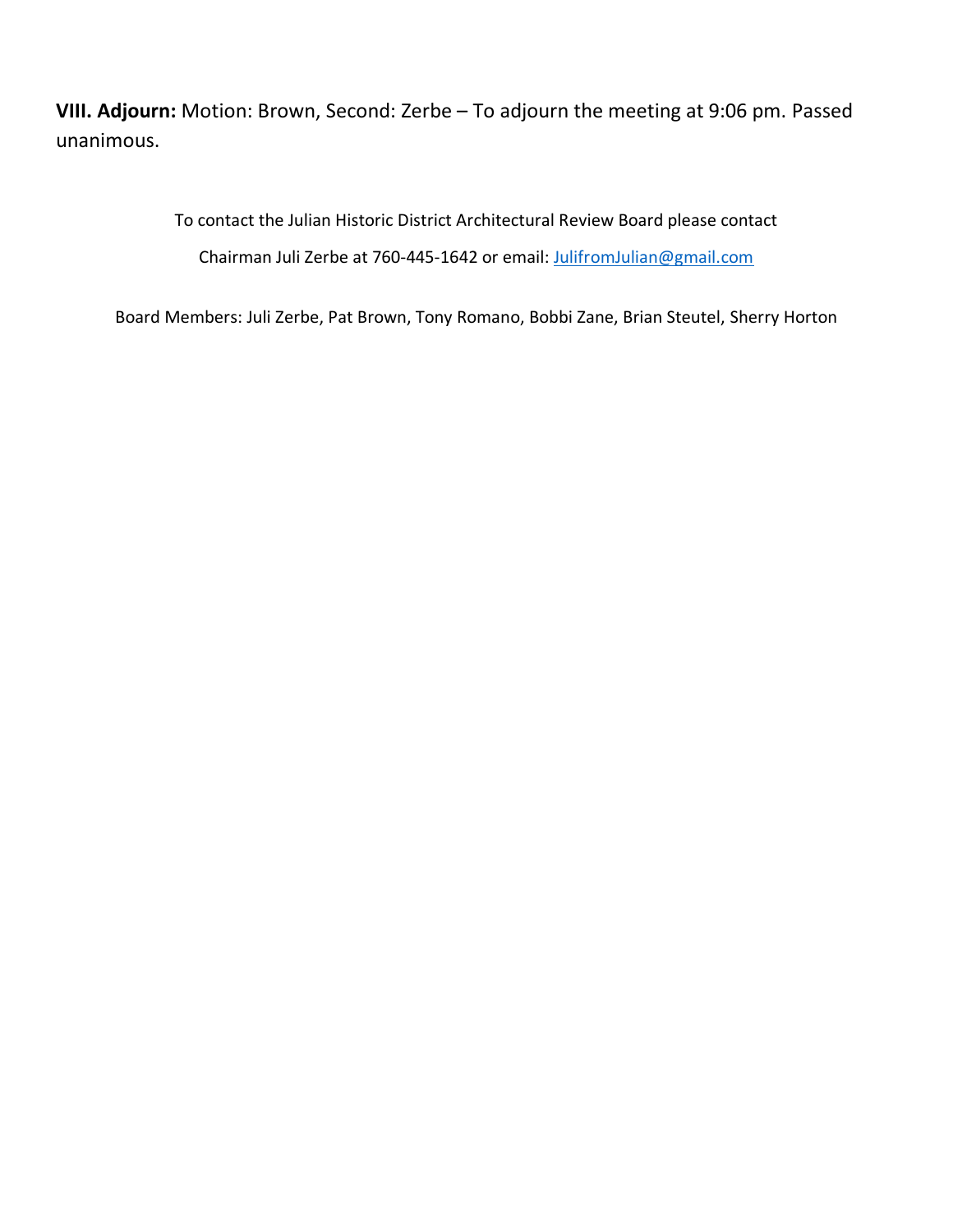**VIII. Adjourn:** Motion: Brown, Second: Zerbe – To adjourn the meeting at 9:06 pm. Passed unanimous.

To contact the Julian Historic District Architectural Review Board please contact

Chairman Juli Zerbe at 760-445-1642 or email: JulifromJulian@gmail.com

Board Members: Juli Zerbe, Pat Brown, Tony Romano, Bobbi Zane, Brian Steutel, Sherry Horton